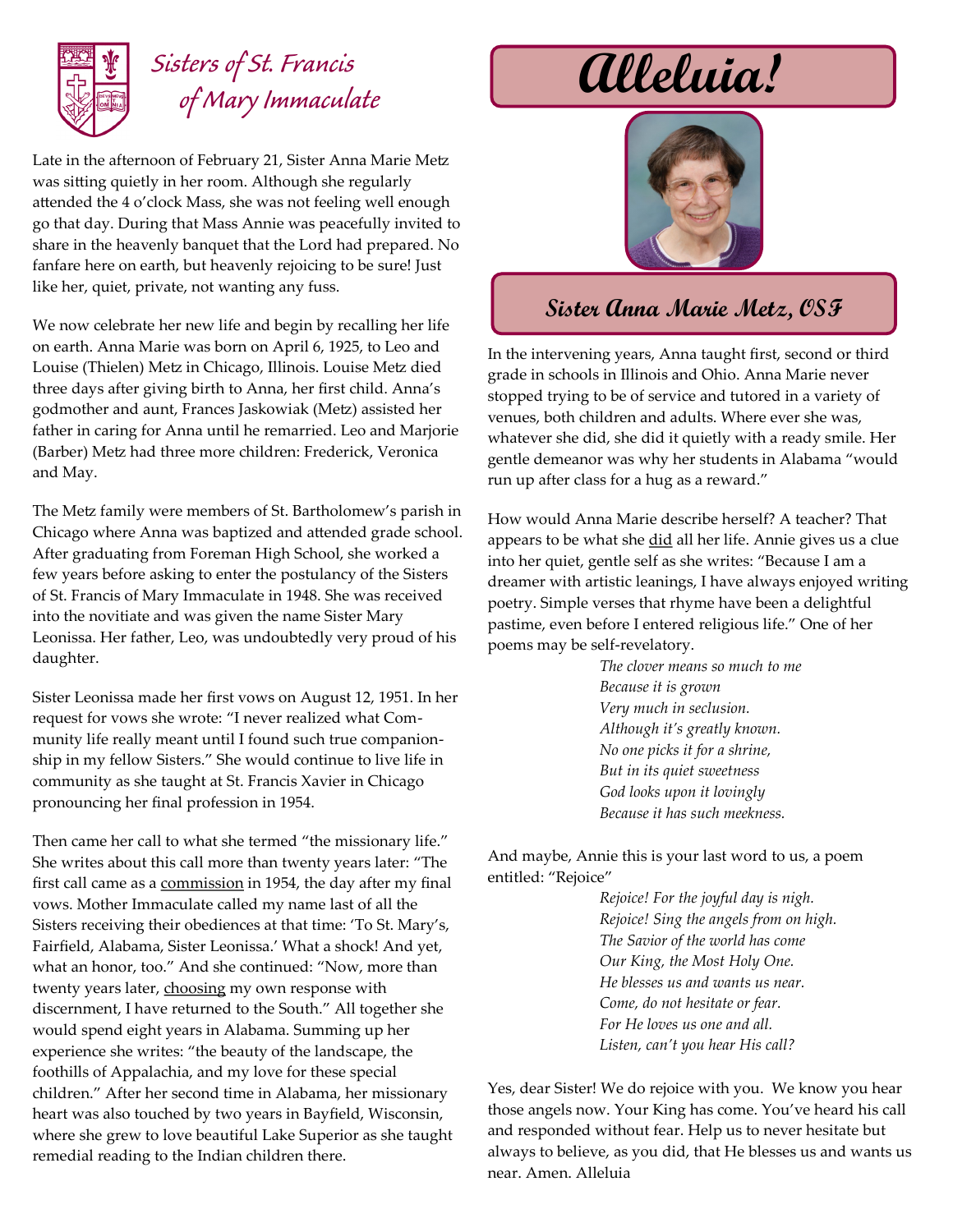# Sisters of St. Francis of Mary Immaculate

# Alleluia!

## Sister Anna Marie Metz, OSF

Late in the afternoon of February 21, Sister Anna Marie Metz was sitting quietly in her room. Although she regularly attended the 4 o'clock Mass, she was not feeling well enough go that day. During that Mass Annie was peacefully invited to share in the heavenly banquet that the Lord had prepared. No fanfare here on earth, but heavenly rejoicing to be sure! Just like her, quiet, private, not wanting any fuss.

We now celebrate her new life and begin by recalling her life on earth. Anna Marie was born on April 6, 1925, to Leo and Louise (Thielen) Metz in Chicago, Illinois. Louise Metz died three days after giving birth to Anna, her first child. Anna's godmother and aunt, Frances Jaskowiak (Metz) assisted her father in caring for Anna until he remarried. Leo and Marjorie (Barber) Metz had three more children: Frederick, Veronica and May.

The Metz family were members of St. Bartholomew's parish in Chicago where Anna was baptized and attended grade school. After graduating from Foreman High School, she worked a few years before asking to enter the postulancy of the Sisters of St. Francis of Mary Immaculate in 1948. She was received into the novitiate and was given the name Sister Mary Leonissa. Her father, Leo, was undoubtedly very proud of his daughter.

Sister Leonissa made her first vows on August 12, 1951. In her request for vows she wrote: "I never realized what Community life really meant until I found such true companionship in my fellow Sisters." She would continue to live life in community as she taught at St. Francis Xavier in Chicago pronouncing her final profession in 1954.

Then came her call to what she termed "the missionary life." She writes about this call more than twenty years later: "The first call came as a <u>commission</u> in 1954, the day after my final vows. Mother Immaculate called my name last of all the Sisters receiving their obediences at that time: 'To St. Mary's, Fairfield, Alabama, Sister Leonissa.' What a shock! And yet, what an honor, too." And she continued: "Now, more than twenty years later, <u>choosing</u> my own response with discernment, I have returned to the South." All together she would spend eight years in Alabama. Summing up her experience she writes: "the beauty of the landscape, the foothills of Appalachia, and my love for these special children." After her second time in Alabama, her missionary heart was also touched by two years in Bayfield, Wisconsin, where she grew to love beautiful Lake Superior as she taught remedial reading to the Indian children there.

In the intervening years, Anna taught first, second or third grade in schools in Illinois and Ohio. Anna Marie never stopped trying to be of service and tutored in a variety of venues, both children and adults. Where ever she was, whatever she did, she did it quietly with a ready smile. Her gentle demeanor was why her students in Alabama "would run up after class for a hug as a reward."

How would Anna Marie describe herself? A teacher? That appears to be what she <u>did</u> all her life. Annie gives us a clue into her quiet, gentle self as she writes: "Because I am a dreamer with artistic leanings, I have always enjoyed writing poetry. Simple verses that rhyme have been a delightful pastime, even before I entered religious life." One of her poems may be self-revelatory.

*The clover means so much to me*
*Because it is grown*
*Very much in seclusion.*
*Although it's greatly known.*
*No one picks it for a shrine,*
*But in its quiet sweetness*
*God looks upon it lovingly*
*Because it has such meekness.*

And maybe, Annie this is your last word to us, a poem entitled: "Rejoice"

*Rejoice! For the joyful day is nigh.*
*Rejoice! Sing the angels from on high.*
*The Savior of the world has come*
*Our King, the Most Holy One.*
*He blesses us and wants us near.*
*Come, do not hesitate or fear.*
*For He loves us one and all.*
*Listen, can't you hear His call?*

Yes, dear Sister! We do rejoice with you. We know you hear those angels now. Your King has come. You've heard his call and responded without fear. Help us to never hesitate but always to believe, as you did, that He blesses us and wants us near. Amen. Alleluia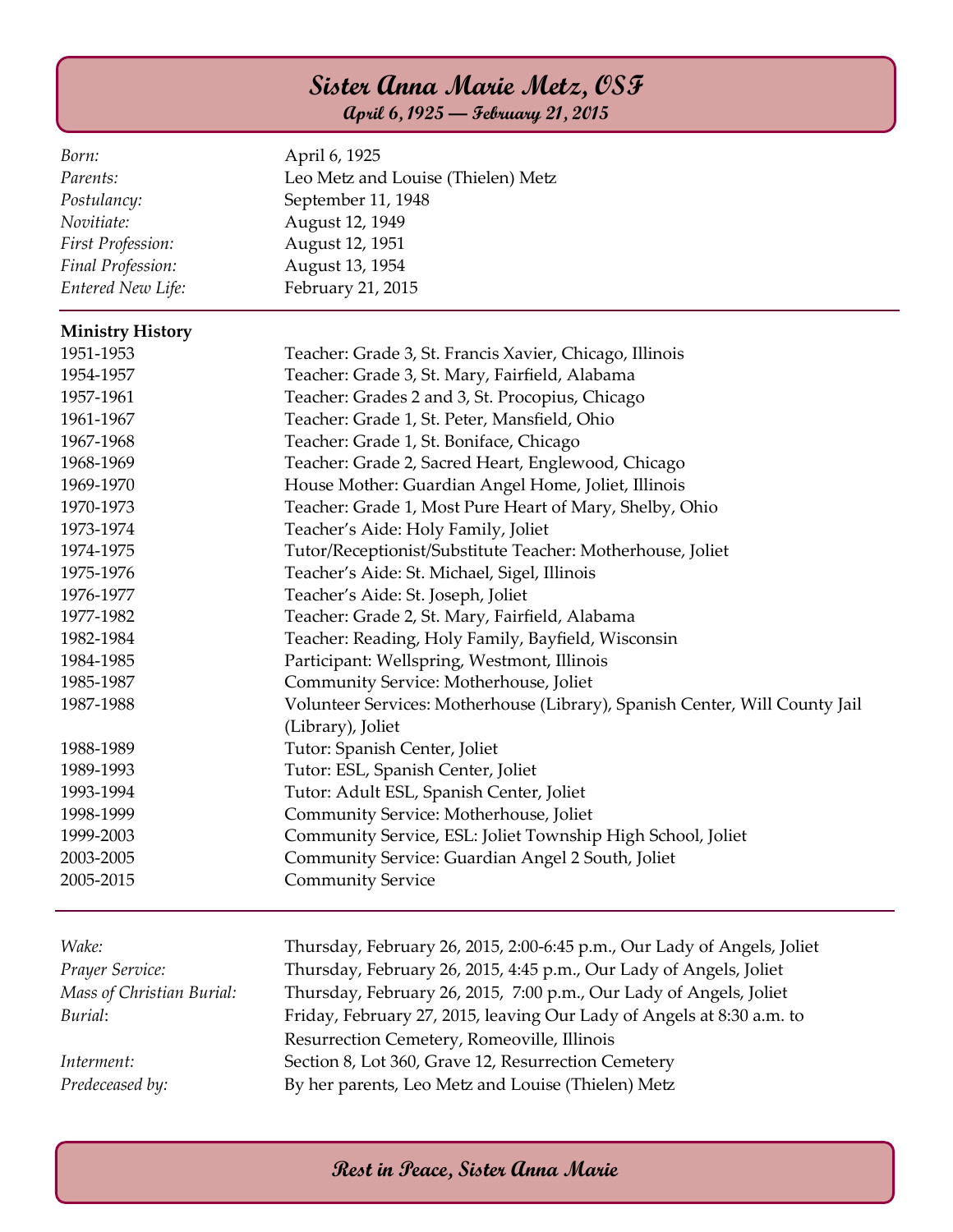# Sister Anna Marie Metz, OSF

**April 6, 1925 — February 21, 2015**

| | |
|---|---|
| *Born:* | April 6, 1925 |
| *Parents:* | Leo Metz and Louise (Thielen) Metz |
| *Postulancy:* | September 11, 1948 |
| *Novitiate:* | August 12, 1949 |
| *First Profession:* | August 12, 1951 |
| *Final Profession:* | August 13, 1954 |
| *Entered New Life:* | February 21, 2015 |

**Ministry History**

| | |
|---|---|
| 1951-1953 | Teacher: Grade 3, St. Francis Xavier, Chicago, Illinois |
| 1954-1957 | Teacher: Grade 3, St. Mary, Fairfield, Alabama |
| 1957-1961 | Teacher: Grades 2 and 3, St. Procopius, Chicago |
| 1961-1967 | Teacher: Grade 1, St. Peter, Mansfield, Ohio |
| 1967-1968 | Teacher: Grade 1, St. Boniface, Chicago |
| 1968-1969 | Teacher: Grade 2, Sacred Heart, Englewood, Chicago |
| 1969-1970 | House Mother: Guardian Angel Home, Joliet, Illinois |
| 1970-1973 | Teacher: Grade 1, Most Pure Heart of Mary, Shelby, Ohio |
| 1973-1974 | Teacher's Aide: Holy Family, Joliet |
| 1974-1975 | Tutor/Receptionist/Substitute Teacher: Motherhouse, Joliet |
| 1975-1976 | Teacher's Aide: St. Michael, Sigel, Illinois |
| 1976-1977 | Teacher's Aide: St. Joseph, Joliet |
| 1977-1982 | Teacher: Grade 2, St. Mary, Fairfield, Alabama |
| 1982-1984 | Teacher: Reading, Holy Family, Bayfield, Wisconsin |
| 1984-1985 | Participant: Wellspring, Westmont, Illinois |
| 1985-1987 | Community Service: Motherhouse, Joliet |
| 1987-1988 | Volunteer Services: Motherhouse (Library), Spanish Center, Will County Jail (Library), Joliet |
| 1988-1989 | Tutor: Spanish Center, Joliet |
| 1989-1993 | Tutor: ESL, Spanish Center, Joliet |
| 1993-1994 | Tutor: Adult ESL, Spanish Center, Joliet |
| 1998-1999 | Community Service: Motherhouse, Joliet |
| 1999-2003 | Community Service, ESL: Joliet Township High School, Joliet |
| 2003-2005 | Community Service: Guardian Angel 2 South, Joliet |
| 2005-2015 | Community Service |

| | |
|---|---|
| *Wake:* | Thursday, February 26, 2015, 2:00-6:45 p.m., Our Lady of Angels, Joliet |
| *Prayer Service:* | Thursday, February 26, 2015, 4:45 p.m., Our Lady of Angels, Joliet |
| *Mass of Christian Burial:* | Thursday, February 26, 2015, 7:00 p.m., Our Lady of Angels, Joliet |
| *Burial:* | Friday, February 27, 2015, leaving Our Lady of Angels at 8:30 a.m. to Resurrection Cemetery, Romeoville, Illinois |
| *Interment:* | Section 8, Lot 360, Grave 12, Resurrection Cemetery |
| *Predeceased by:* | By her parents, Leo Metz and Louise (Thielen) Metz |

**Rest in Peace, Sister Anna Marie**